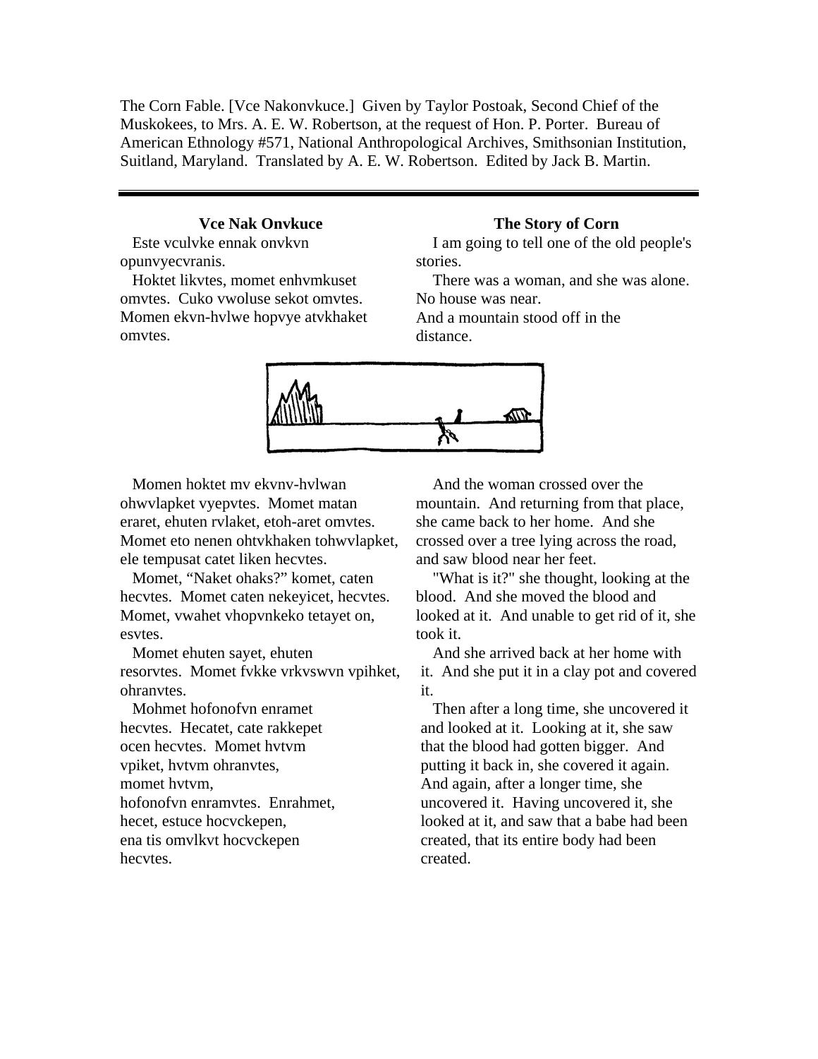The Corn Fable. [Vce Nakonvkuce.] Given by Taylor Postoak, Second Chief of the Muskokees, to Mrs. A. E. W. Robertson, at the request of Hon. P. Porter. Bureau of American Ethnology #571, National Anthropological Archives, Smithsonian Institution, Suitland, Maryland. Translated by A. E. W. Robertson. Edited by Jack B. Martin.

---

**Vce Nak Onvkuce**

Este vculvke ennak onvkvn opunvyecvranis.

Hoktet likvtes, momet enhvmkuset omvtes. Cuko vwoluse sekot omvtes. Momen ekvn-hvlwe hopvye atvkhaket omvtes.

Momen hoktet mv ekvnv-hvlwan ohwvlapket vyepvtes. Momet matan eraret, ehuten rvlaket, etoh-aret omvtes. Momet eto nenen ohtvkhaken tohwvlapket, ele tempusat catet liken hecvtes.

Momet, "Naket ohaks?" komet, caten hecvtes. Momet caten nekeyicet, hecvtes. Momet, vwahet vhopvnkeko tetayet on, esvtes.

Momet ehuten sayet, ehuten resorvtes. Momet fvkke vrkvswvn vpihket, ohranvtes.

Mohmet hofonofvn enramet hecvtes. Hecatet, cate rakkepet ocen hecvtes. Momet hvtvm vpiket, hvtvm ohranvtes, momet hvtvm, hofonofvn enramvtes. Enrahmet, hecet, estuce hocvckepen, ena tis omvlkvt hocvckepen hecvtes.

**The Story of Corn**

I am going to tell one of the old people's stories.

There was a woman, and she was alone. No house was near.
And a mountain stood off in the distance.

And the woman crossed over the mountain. And returning from that place, she came back to her home. And she crossed over a tree lying across the road, and saw blood near her feet.

"What is it?" she thought, looking at the blood. And she moved the blood and looked at it. And unable to get rid of it, she took it.

And she arrived back at her home with it. And she put it in a clay pot and covered it.

Then after a long time, she uncovered it and looked at it. Looking at it, she saw that the blood had gotten bigger. And putting it back in, she covered it again. And again, after a longer time, she uncovered it. Having uncovered it, she looked at it, and saw that a babe had been created, that its entire body had been created.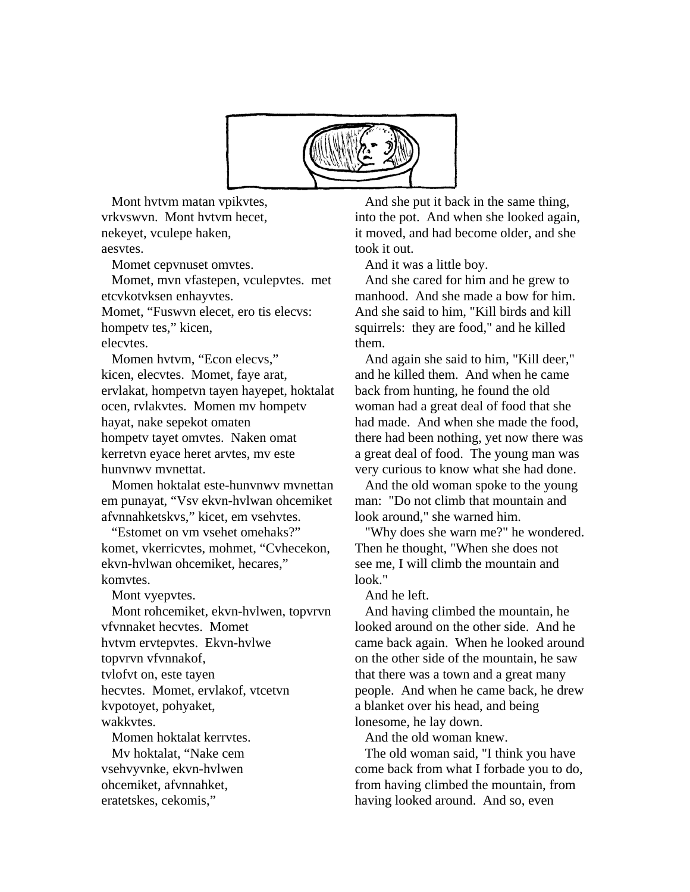Mont hvtvm matan vpikvtes, vrkvswvn. Mont hvtvm hecet, nekeyet, vculepe haken, aesvtes.

Momet cepvnuset omvtes.

Momet, mvn vfastepen, vculepvtes. met etcvkotvksen enhayvtes.
Momet, "Fuswvn elecet, ero tis elecvs: hompetv tes," kicen, elecvtes.

Momen hvtvm, "Econ elecvs," kicen, elecvtes. Momet, faye arat, ervlakat, hompetvn tayen hayepet, hoktalat ocen, rvlakvtes. Momen mv hompetv hayat, nake sepekot omaten hompetv tayet omvtes. Naken omat kerretvn eyace heret arvtes, mv este hunvnwv mvnettat.

Momen hoktalat este-hunvnwv mvnettan em punayat, "Vsv ekvn-hvlwan ohcemiket afvnnahketskvs," kicet, em vsehvtes.

"Estomet on vm vsehet omehaks?" komet, vkerricvtes, mohmet, "Cvhecekon, ekvn-hvlwan ohcemiket, hecares," komvtes.

Mont vyepvtes.

Mont rohcemiket, ekvn-hvlwen, topvrvn vfvnnaket hecvtes. Momet hvtvm ervtepvtes. Ekvn-hvlwe topvrvn vfvnnakof, tvlofvt on, este tayen hecvtes. Momet, ervlakof, vtcetvn kvpotoyet, pohyaket, wakkvtes.

Momen hoktalat kerrvtes.

Mv hoktalat, "Nake cem vsehvyvnke, ekvn-hvlwen ohcemiket, afvnnahket, eratetskes, cekomis,"

And she put it back in the same thing, into the pot. And when she looked again, it moved, and had become older, and she took it out.

And it was a little boy.

And she cared for him and he grew to manhood. And she made a bow for him. And she said to him, "Kill birds and kill squirrels: they are food," and he killed them.

And again she said to him, "Kill deer," and he killed them. And when he came back from hunting, he found the old woman had a great deal of food that she had made. And when she made the food, there had been nothing, yet now there was a great deal of food. The young man was very curious to know what she had done.

And the old woman spoke to the young man: "Do not climb that mountain and look around," she warned him.

"Why does she warn me?" he wondered. Then he thought, "When she does not see me, I will climb the mountain and look."

And he left.

And having climbed the mountain, he looked around on the other side. And he came back again. When he looked around on the other side of the mountain, he saw that there was a town and a great many people. And when he came back, he drew a blanket over his head, and being lonesome, he lay down.

And the old woman knew.

The old woman said, "I think you have come back from what I forbade you to do, from having climbed the mountain, from having looked around. And so, even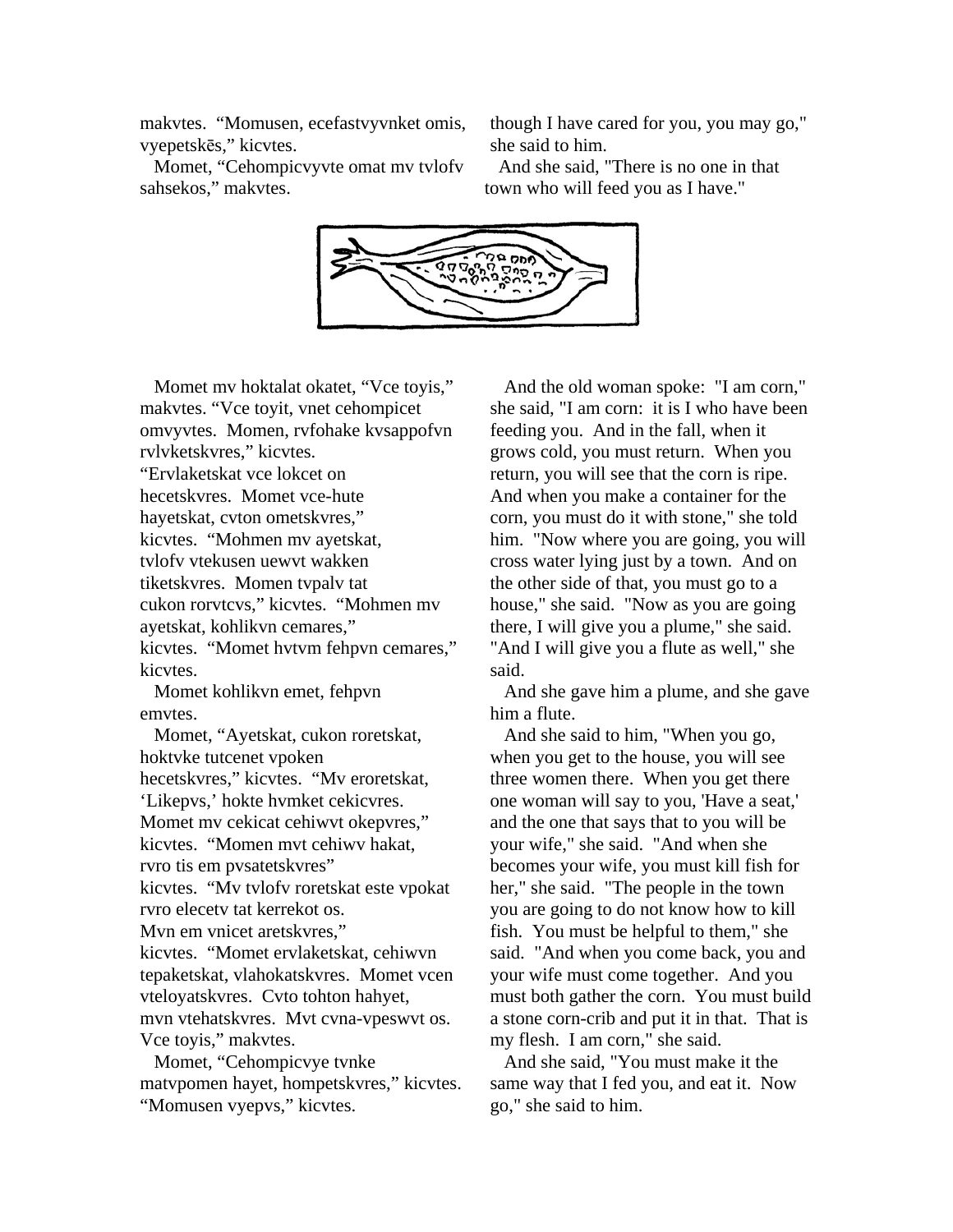makvtes. "Momusen, ecefastvyvnket omis, vyepetskēs," kicvtes.

Momet, "Cehompicvyvte omat mv tvlofv sahsekos," makvtes.

though I have cared for you, you may go," she said to him.

And she said, "There is no one in that town who will feed you as I have."

Momet mv hoktalat okatet, "Vce toyis," makvtes. "Vce toyit, vnet cehompicet omvyvtes. Momen, rvfohake kvsappofvn rvlvketskvres," kicvtes. "Ervlaketskat vce lokcet on hecetskvres. Momet vce-hute hayetskat, cvton ometskvres," kicvtes. "Mohmen mv ayetskat, tvlofv vtekusen uewvt wakken tiketskvres. Momen tvpalv tat cukon rorvtcvs," kicvtes. "Mohmen mv ayetskat, kohlikvn cemares," kicvtes. "Momet hvtvm fehpvn cemares," kicvtes.

Momet kohlikvn emet, fehpvn emvtes.

Momet, "Ayetskat, cukon roretskat, hoktvke tutcenet vpoken hecetskvres," kicvtes. "Mv eroretskat, 'Likepvs,' hokte hvmket cekicvres. Momet mv cekicat cehiwvt okepvres," kicvtes. "Momen mvt cehiwv hakat, rvro tis em pvsatetskvres" kicvtes. "Mv tvlofv roretskat este vpokat rvro elecetv tat kerrekot os. Mvn em vnicet aretskvres," kicvtes. "Momet ervlaketskat, cehiwvn tepaketskat, vlahokatskvres. Momet vcen vteloyatskvres. Cvto tohton hahyet, mvn vtehatskvres. Mvt cvna-vpeswvt os. Vce toyis," makvtes.

Momet, "Cehompicvye tvnke matvpomen hayet, hompetskvres," kicvtes. "Momusen vyepvs," kicvtes.

And the old woman spoke: "I am corn," she said, "I am corn: it is I who have been feeding you. And in the fall, when it grows cold, you must return. When you return, you will see that the corn is ripe. And when you make a container for the corn, you must do it with stone," she told him. "Now where you are going, you will cross water lying just by a town. And on the other side of that, you must go to a house," she said. "Now as you are going there, I will give you a plume," she said. "And I will give you a flute as well," she said.

And she gave him a plume, and she gave him a flute.

And she said to him, "When you go, when you get to the house, you will see three women there. When you get there one woman will say to you, 'Have a seat,' and the one that says that to you will be your wife," she said. "And when she becomes your wife, you must kill fish for her," she said. "The people in the town you are going to do not know how to kill fish. You must be helpful to them," she said. "And when you come back, you and your wife must come together. And you must both gather the corn. You must build a stone corn-crib and put it in that. That is my flesh. I am corn," she said.

And she said, "You must make it the same way that I fed you, and eat it. Now go," she said to him.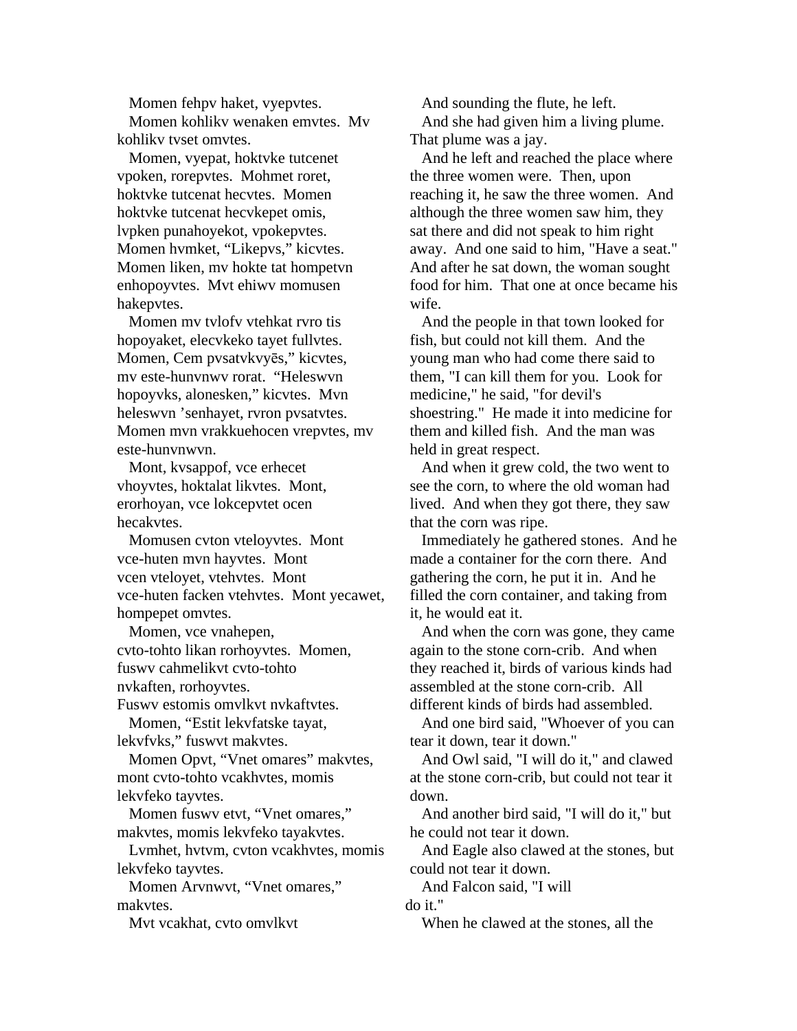Momen fehpv haket, vyepvtes.

Momen kohlikv wenaken emvtes. Mv kohlikv tvset omvtes.

Momen, vyepat, hoktvke tutcenet vpoken, rorepvtes. Mohmet roret, hoktvke tutcenat hecvtes. Momen hoktvke tutcenat hecvkepet omis, lvpken punahoyekot, vpokepvtes. Momen hvmket, "Likepvs," kicvtes. Momen liken, mv hokte tat hompetvn enhopoyvtes. Mvt ehiwv momusen hakepvtes.

Momen mv tvlofv vtehkat rvro tis hopoyaket, elecvkeko tayet fullvtes. Momen, Cem pvsatvkvyēs," kicvtes, mv este-hunvnwv rorat. "Heleswvn hopoyvks, alonesken," kicvtes. Mvn heleswvn 'senhayet, rvron pvsatvtes. Momen mvn vrakkuehocen vrepvtes, mv este-hunvnwvn.

Mont, kvsappof, vce erhecet vhoyvtes, hoktalat likvtes. Mont, erorhoyan, vce lokcepvtet ocen hecakvtes.

Momusen cvton vteloyvtes. Mont vce-huten mvn hayvtes. Mont vcen vteloyet, vtehvtes. Mont vce-huten facken vtehvtes. Mont yecawet, hompepet omvtes.

Momen, vce vnahepen, cvto-tohto likan rorhoyvtes. Momen, fuswv cahmelikvt cvto-tohto nvkaften, rorhoyvtes. Fuswv estomis omvlkvt nvkaftvtes.

Momen, "Estit lekvfatske tayat, lekvfvks," fuswvt makvtes.

Momen Opvt, "Vnet omares" makvtes, mont cvto-tohto vcakhvtes, momis lekvfeko tayvtes.

Momen fuswv etvt, "Vnet omares," makvtes, momis lekvfeko tayakvtes.

Lvmhet, hvtvm, cvton vcakhvtes, momis lekvfeko tayvtes.

Momen Arvnwvt, "Vnet omares," makvtes.

Mvt vcakhat, cvto omvlkvt

And sounding the flute, he left.

And she had given him a living plume. That plume was a jay.

And he left and reached the place where the three women were. Then, upon reaching it, he saw the three women. And although the three women saw him, they sat there and did not speak to him right away. And one said to him, "Have a seat." And after he sat down, the woman sought food for him. That one at once became his wife.

And the people in that town looked for fish, but could not kill them. And the young man who had come there said to them, "I can kill them for you. Look for medicine," he said, "for devil's shoestring." He made it into medicine for them and killed fish. And the man was held in great respect.

And when it grew cold, the two went to see the corn, to where the old woman had lived. And when they got there, they saw that the corn was ripe.

Immediately he gathered stones. And he made a container for the corn there. And gathering the corn, he put it in. And he filled the corn container, and taking from it, he would eat it.

And when the corn was gone, they came again to the stone corn-crib. And when they reached it, birds of various kinds had assembled at the stone corn-crib. All different kinds of birds had assembled.

And one bird said, "Whoever of you can tear it down, tear it down."

And Owl said, "I will do it," and clawed at the stone corn-crib, but could not tear it down.

And another bird said, "I will do it," but he could not tear it down.

And Eagle also clawed at the stones, but could not tear it down.

And Falcon said, "I will do it."

When he clawed at the stones, all the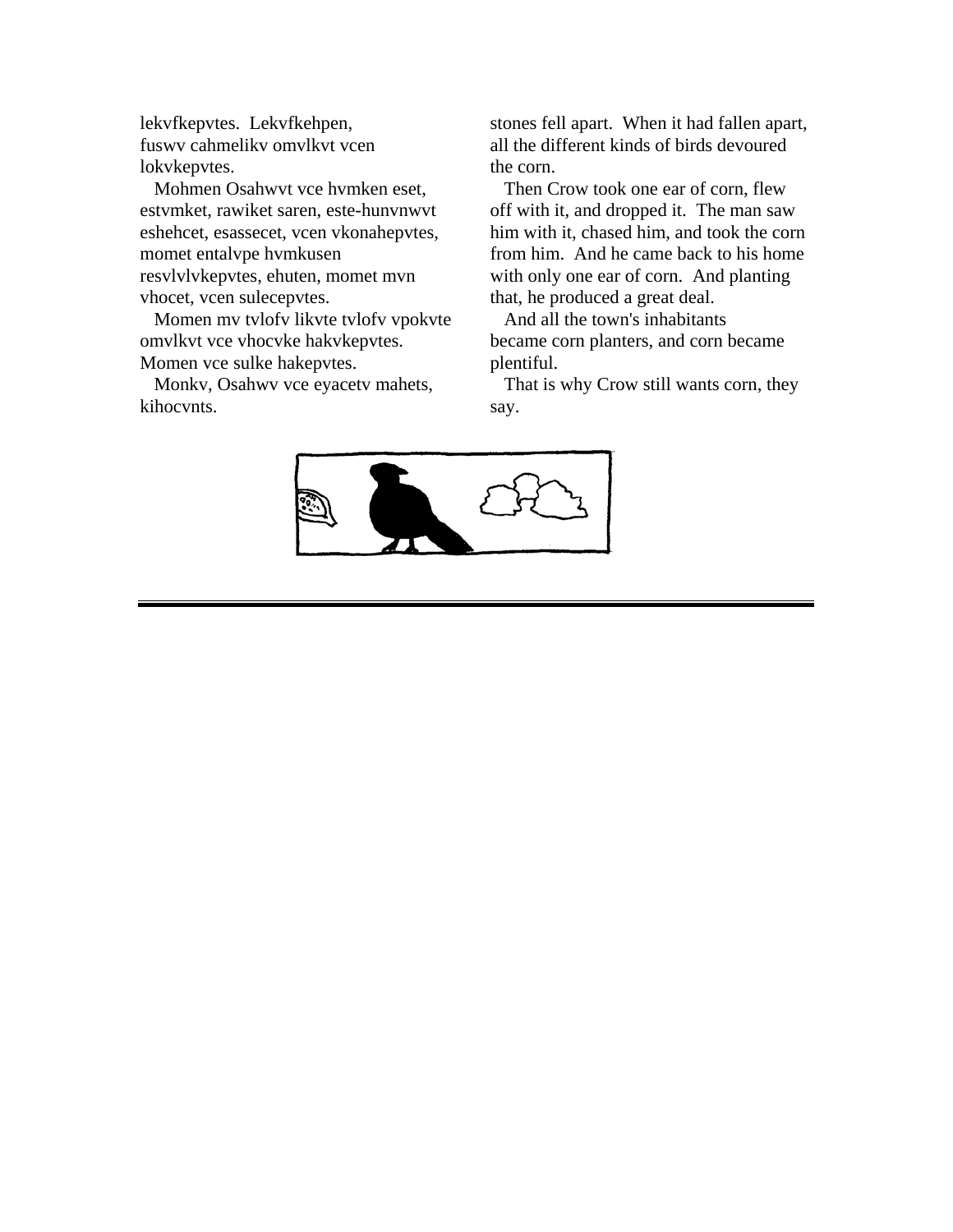lekvfkepvtes. Lekvfkehpen, fuswv cahmelikv omvlkvt vcen lokvkepvtes.

Mohmen Osahwvt vce hvmken eset, estvmket, rawiket saren, este-hunvnwvt eshehcet, esassecet, vcen vkonahepvtes, momet entalvpe hvmkusen resvlvlvkepvtes, ehuten, momet mvn vhocet, vcen sulecepvtes.

Momen mv tvlofv likvte tvlofv vpokvte omvlkvt vce vhocvke hakvkepvtes. Momen vce sulke hakepvtes.

Monkv, Osahwv vce eyacetv mahets, kihocvnts.

stones fell apart. When it had fallen apart, all the different kinds of birds devoured the corn.

Then Crow took one ear of corn, flew off with it, and dropped it. The man saw him with it, chased him, and took the corn from him. And he came back to his home with only one ear of corn. And planting that, he produced a great deal.

And all the town's inhabitants became corn planters, and corn became plentiful.

That is why Crow still wants corn, they say.